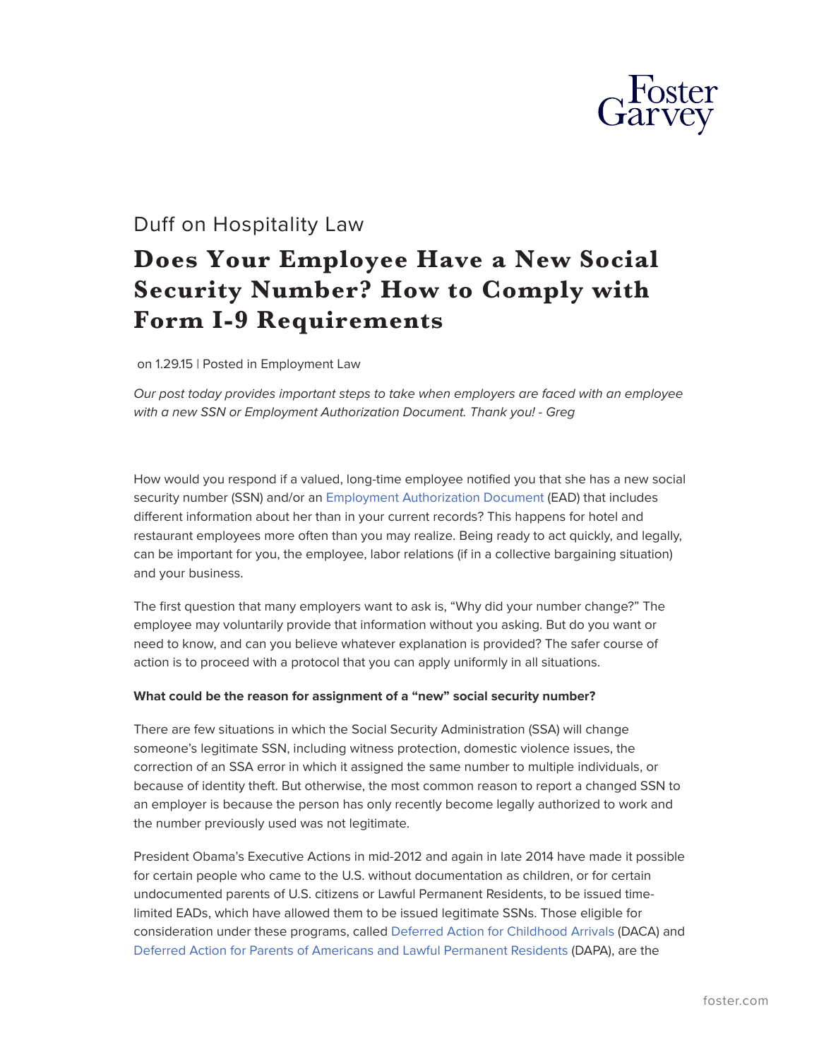Duff on Hospitality Law

# Does Your Employee Have a New Social Security Number? How to Comply with Form I-9 Requirements

on 1.29.15 | Posted in Employment Law

*Our post today provides important steps to take when employers are faced with an employee with a new SSN or Employment Authorization Document. Thank you! - Greg*

How would you respond if a valued, long-time employee notified you that she has a new social security number (SSN) and/or an Employment Authorization Document (EAD) that includes different information about her than in your current records? This happens for hotel and restaurant employees more often than you may realize. Being ready to act quickly, and legally, can be important for you, the employee, labor relations (if in a collective bargaining situation) and your business.

The first question that many employers want to ask is, "Why did your number change?" The employee may voluntarily provide that information without you asking. But do you want or need to know, and can you believe whatever explanation is provided? The safer course of action is to proceed with a protocol that you can apply uniformly in all situations.

**What could be the reason for assignment of a "new" social security number?**

There are few situations in which the Social Security Administration (SSA) will change someone's legitimate SSN, including witness protection, domestic violence issues, the correction of an SSA error in which it assigned the same number to multiple individuals, or because of identity theft. But otherwise, the most common reason to report a changed SSN to an employer is because the person has only recently become legally authorized to work and the number previously used was not legitimate.

President Obama's Executive Actions in mid-2012 and again in late 2014 have made it possible for certain people who came to the U.S. without documentation as children, or for certain undocumented parents of U.S. citizens or Lawful Permanent Residents, to be issued time-limited EADs, which have allowed them to be issued legitimate SSNs. Those eligible for consideration under these programs, called Deferred Action for Childhood Arrivals (DACA) and Deferred Action for Parents of Americans and Lawful Permanent Residents (DAPA), are the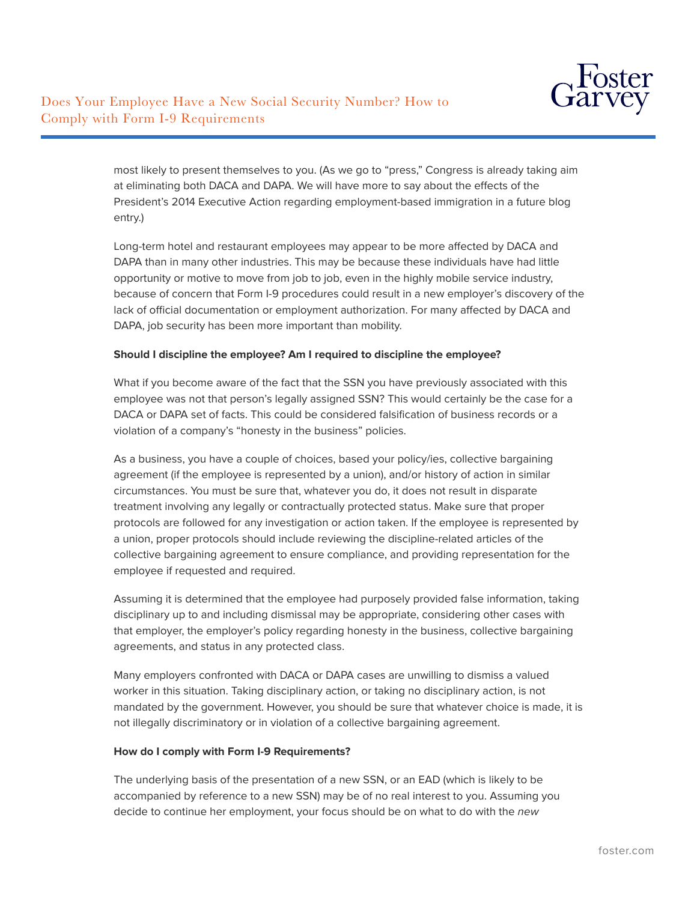most likely to present themselves to you. (As we go to "press," Congress is already taking aim at eliminating both DACA and DAPA. We will have more to say about the effects of the President's 2014 Executive Action regarding employment-based immigration in a future blog entry.)

Long-term hotel and restaurant employees may appear to be more affected by DACA and DAPA than in many other industries. This may be because these individuals have had little opportunity or motive to move from job to job, even in the highly mobile service industry, because of concern that Form I-9 procedures could result in a new employer's discovery of the lack of official documentation or employment authorization. For many affected by DACA and DAPA, job security has been more important than mobility.

**Should I discipline the employee? Am I required to discipline the employee?**

What if you become aware of the fact that the SSN you have previously associated with this employee was not that person's legally assigned SSN? This would certainly be the case for a DACA or DAPA set of facts. This could be considered falsification of business records or a violation of a company's "honesty in the business" policies.

As a business, you have a couple of choices, based your policy/ies, collective bargaining agreement (if the employee is represented by a union), and/or history of action in similar circumstances. You must be sure that, whatever you do, it does not result in disparate treatment involving any legally or contractually protected status. Make sure that proper protocols are followed for any investigation or action taken. If the employee is represented by a union, proper protocols should include reviewing the discipline-related articles of the collective bargaining agreement to ensure compliance, and providing representation for the employee if requested and required.

Assuming it is determined that the employee had purposely provided false information, taking disciplinary up to and including dismissal may be appropriate, considering other cases with that employer, the employer's policy regarding honesty in the business, collective bargaining agreements, and status in any protected class.

Many employers confronted with DACA or DAPA cases are unwilling to dismiss a valued worker in this situation. Taking disciplinary action, or taking no disciplinary action, is not mandated by the government. However, you should be sure that whatever choice is made, it is not illegally discriminatory or in violation of a collective bargaining agreement.

**How do I comply with Form I-9 Requirements?**

The underlying basis of the presentation of a new SSN, or an EAD (which is likely to be accompanied by reference to a new SSN) may be of no real interest to you. Assuming you decide to continue her employment, your focus should be on what to do with the *new*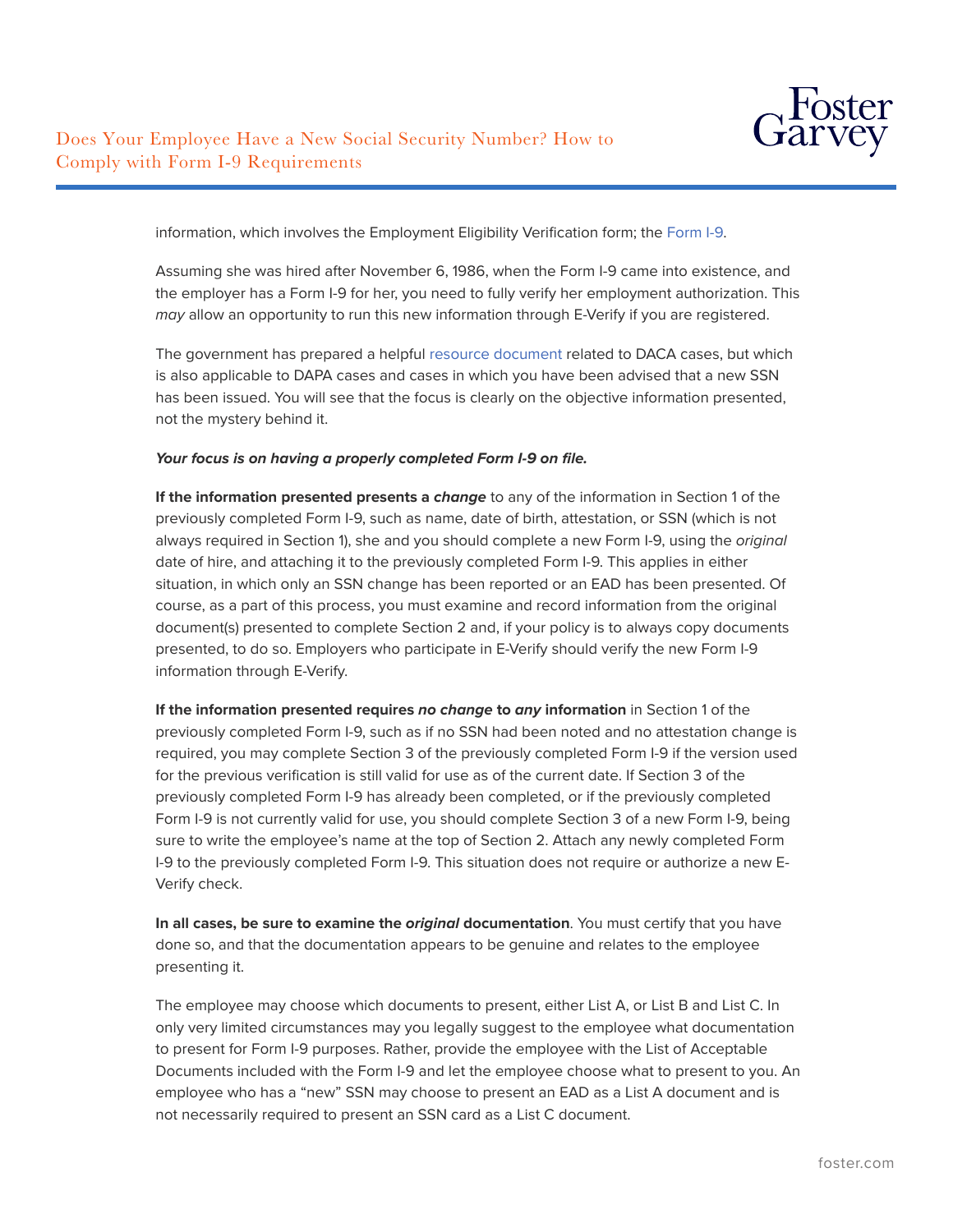information, which involves the Employment Eligibility Verification form; the Form I-9.

Assuming she was hired after November 6, 1986, when the Form I-9 came into existence, and the employer has a Form I-9 for her, you need to fully verify her employment authorization. This *may* allow an opportunity to run this new information through E-Verify if you are registered.

The government has prepared a helpful resource document related to DACA cases, but which is also applicable to DAPA cases and cases in which you have been advised that a new SSN has been issued. You will see that the focus is clearly on the objective information presented, not the mystery behind it.

***Your focus is on having a properly completed Form I-9 on file.***

**If the information presented presents a *change*** to any of the information in Section 1 of the previously completed Form I-9, such as name, date of birth, attestation, or SSN (which is not always required in Section 1), she and you should complete a new Form I-9, using the *original* date of hire, and attaching it to the previously completed Form I-9. This applies in either situation, in which only an SSN change has been reported or an EAD has been presented. Of course, as a part of this process, you must examine and record information from the original document(s) presented to complete Section 2 and, if your policy is to always copy documents presented, to do so. Employers who participate in E-Verify should verify the new Form I-9 information through E-Verify.

**If the information presented requires *no change* to *any* information** in Section 1 of the previously completed Form I-9, such as if no SSN had been noted and no attestation change is required, you may complete Section 3 of the previously completed Form I-9 if the version used for the previous verification is still valid for use as of the current date. If Section 3 of the previously completed Form I-9 has already been completed, or if the previously completed Form I-9 is not currently valid for use, you should complete Section 3 of a new Form I-9, being sure to write the employee's name at the top of Section 2. Attach any newly completed Form I-9 to the previously completed Form I-9. This situation does not require or authorize a new E-Verify check.

**In all cases, be sure to examine the *original* documentation**. You must certify that you have done so, and that the documentation appears to be genuine and relates to the employee presenting it.

The employee may choose which documents to present, either List A, or List B and List C. In only very limited circumstances may you legally suggest to the employee what documentation to present for Form I-9 purposes. Rather, provide the employee with the List of Acceptable Documents included with the Form I-9 and let the employee choose what to present to you. An employee who has a "new" SSN may choose to present an EAD as a List A document and is not necessarily required to present an SSN card as a List C document.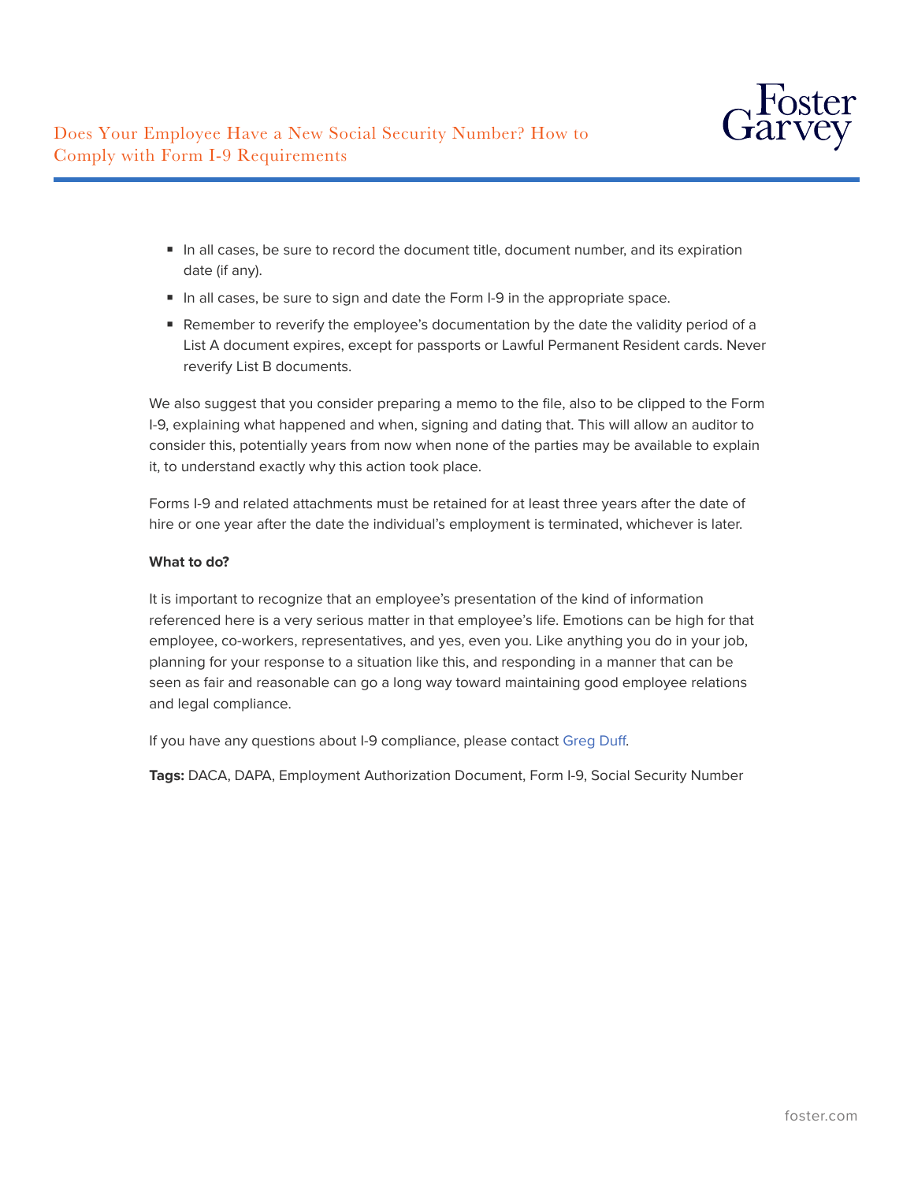- In all cases, be sure to record the document title, document number, and its expiration date (if any).
- In all cases, be sure to sign and date the Form I-9 in the appropriate space.
- Remember to reverify the employee's documentation by the date the validity period of a List A document expires, except for passports or Lawful Permanent Resident cards. Never reverify List B documents.

We also suggest that you consider preparing a memo to the file, also to be clipped to the Form I-9, explaining what happened and when, signing and dating that. This will allow an auditor to consider this, potentially years from now when none of the parties may be available to explain it, to understand exactly why this action took place.

Forms I-9 and related attachments must be retained for at least three years after the date of hire or one year after the date the individual's employment is terminated, whichever is later.

**What to do?**

It is important to recognize that an employee's presentation of the kind of information referenced here is a very serious matter in that employee's life. Emotions can be high for that employee, co-workers, representatives, and yes, even you. Like anything you do in your job, planning for your response to a situation like this, and responding in a manner that can be seen as fair and reasonable can go a long way toward maintaining good employee relations and legal compliance.

If you have any questions about I-9 compliance, please contact Greg Duff.

**Tags:** DACA, DAPA, Employment Authorization Document, Form I-9, Social Security Number